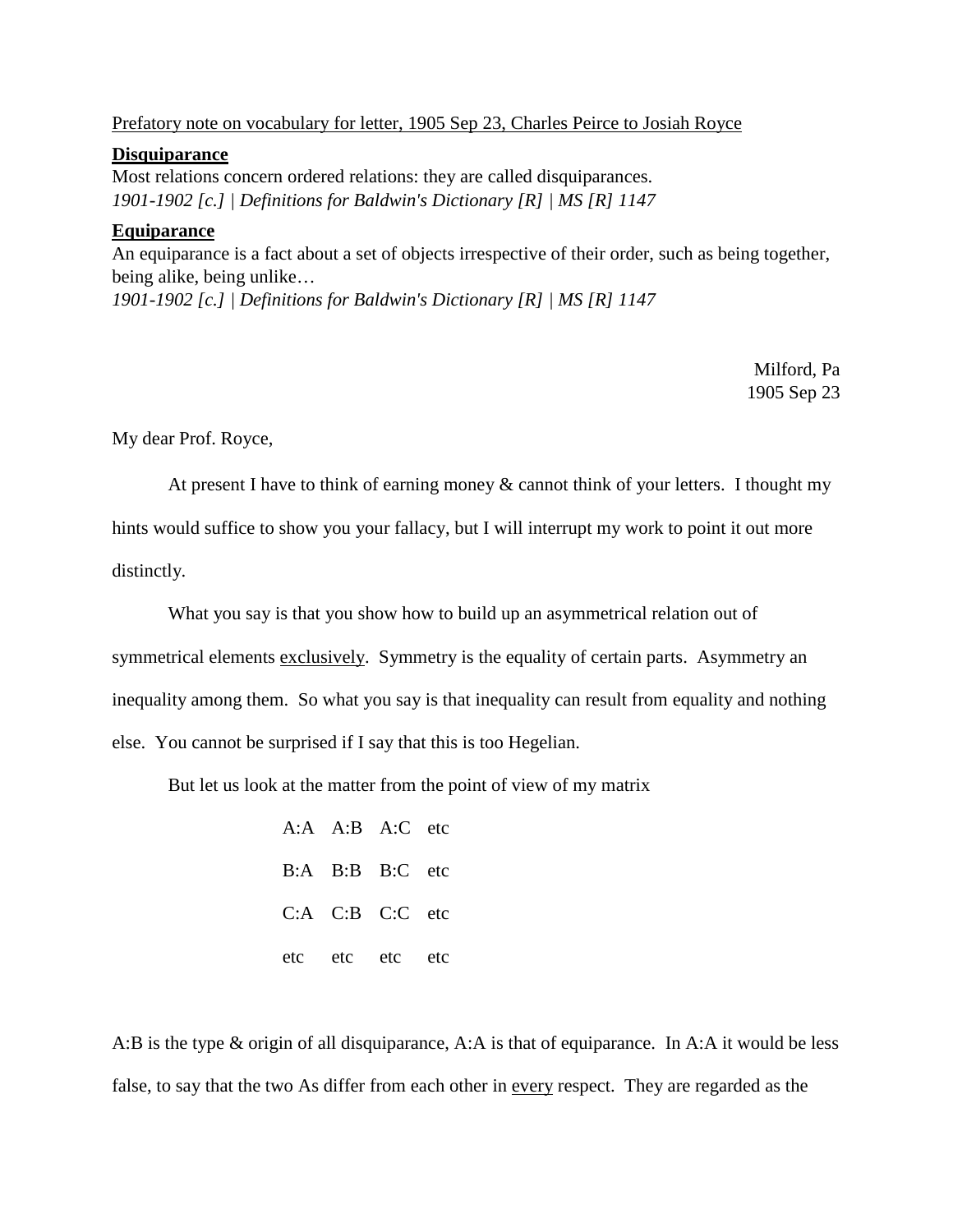Prefatory note on vocabulary for letter, 1905 Sep 23, Charles Peirce to Josiah Royce

**Disquiparance**
Most relations concern ordered relations: they are called disquiparances.
*1901-1902 [c.] | Definitions for Baldwin's Dictionary [R] | MS [R] 1147*

**Equiparance**
An equiparance is a fact about a set of objects irrespective of their order, such as being together, being alike, being unlike…
*1901-1902 [c.] | Definitions for Baldwin's Dictionary [R] | MS [R] 1147*

Milford, Pa
1905 Sep 23

My dear Prof. Royce,

At present I have to think of earning money & cannot think of your letters. I thought my hints would suffice to show you your fallacy, but I will interrupt my work to point it out more distinctly.

What you say is that you show how to build up an asymmetrical relation out of symmetrical elements exclusively. Symmetry is the equality of certain parts. Asymmetry an inequality among them. So what you say is that inequality can result from equality and nothing else. You cannot be surprised if I say that this is too Hegelian.

But let us look at the matter from the point of view of my matrix

|  |  |  |  |
|---|---|---|---|
| A:A | A:B | A:C | etc |
| B:A | B:B | B:C | etc |
| C:A | C:B | C:C | etc |
| etc | etc | etc | etc |

A:B is the type & origin of all disquiparance, A:A is that of equiparance. In A:A it would be less false, to say that the two As differ from each other in every respect. They are regarded as the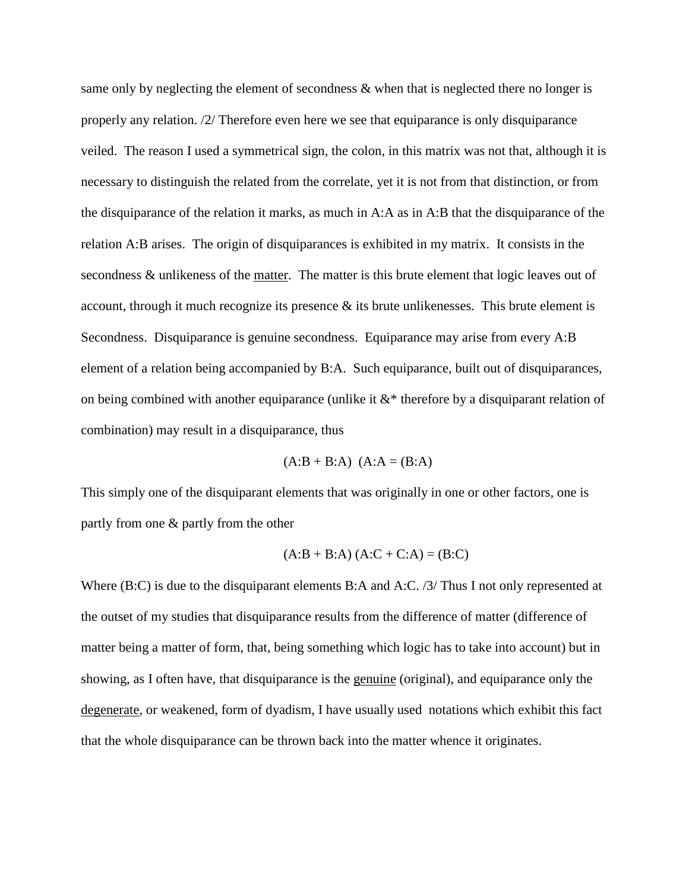same only by neglecting the element of secondness & when that is neglected there no longer is properly any relation. /2/ Therefore even here we see that equiparance is only disquiparance veiled. The reason I used a symmetrical sign, the colon, in this matrix was not that, although it is necessary to distinguish the related from the correlate, yet it is not from that distinction, or from the disquiparance of the relation it marks, as much in A:A as in A:B that the disquiparance of the relation A:B arises. The origin of disquiparances is exhibited in my matrix. It consists in the secondness & unlikeness of the <u>matter</u>. The matter is this brute element that logic leaves out of account, through it much recognize its presence & its brute unlikenesses. This brute element is Secondness. Disquiparance is genuine secondness. Equiparance may arise from every A:B element of a relation being accompanied by B:A. Such equiparance, built out of disquiparances, on being combined with another equiparance (unlike it &* therefore by a disquiparant relation of combination) may result in a disquiparance, thus

$$(A{:}B + B{:}A)\ \ (A{:}A = (B{:}A)$$

This simply one of the disquiparant elements that was originally in one or other factors, one is partly from one & partly from the other

$$(A{:}B + B{:}A)\ (A{:}C + C{:}A) = (B{:}C)$$

Where (B:C) is due to the disquiparant elements B:A and A:C. /3/ Thus I not only represented at the outset of my studies that disquiparance results from the difference of matter (difference of matter being a matter of form, that, being something which logic has to take into account) but in showing, as I often have, that disquiparance is the <u>genuine</u> (original), and equiparance only the <u>degenerate</u>, or weakened, form of dyadism, I have usually used notations which exhibit this fact that the whole disquiparance can be thrown back into the matter whence it originates.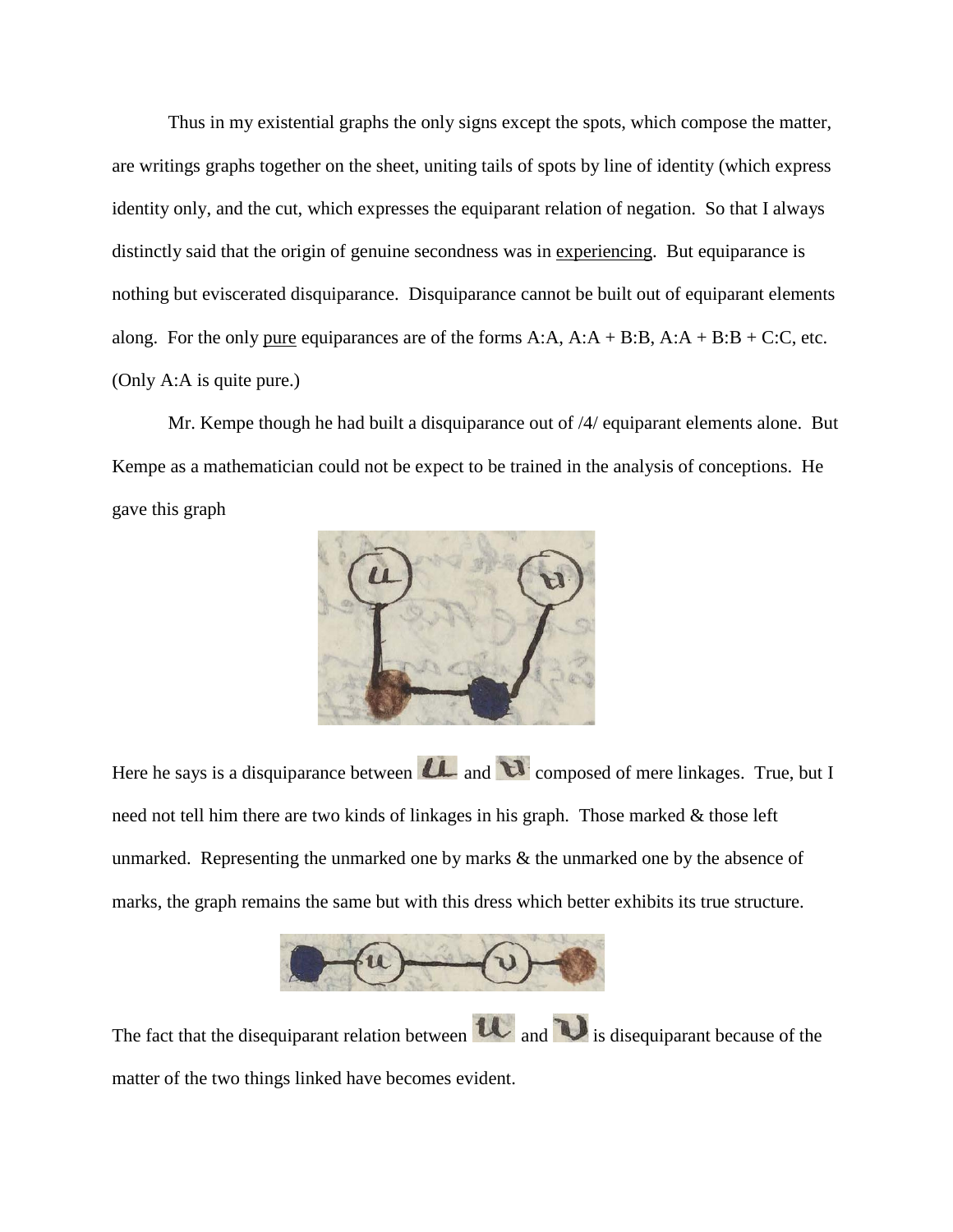Thus in my existential graphs the only signs except the spots, which compose the matter, are writings graphs together on the sheet, uniting tails of spots by line of identity (which express identity only, and the cut, which expresses the equiparant relation of negation. So that I always distinctly said that the origin of genuine secondness was in <u>experiencing</u>. But equiparance is nothing but eviscerated disquiparance. Disquiparance cannot be built out of equiparant elements along. For the only <u>pure</u> equiparances are of the forms A:A, A:A + B:B, A:A + B:B + C:C, etc. (Only A:A is quite pure.)

Mr. Kempe though he had built a disquiparance out of /4/ equiparant elements alone. But Kempe as a mathematician could not be expect to be trained in the analysis of conceptions. He gave this graph

Here he says is a disquiparance between u and v composed of mere linkages. True, but I need not tell him there are two kinds of linkages in his graph. Those marked & those left unmarked. Representing the unmarked one by marks & the unmarked one by the absence of marks, the graph remains the same but with this dress which better exhibits its true structure.

The fact that the disequiparant relation between u and v is disequiparant because of the matter of the two things linked have becomes evident.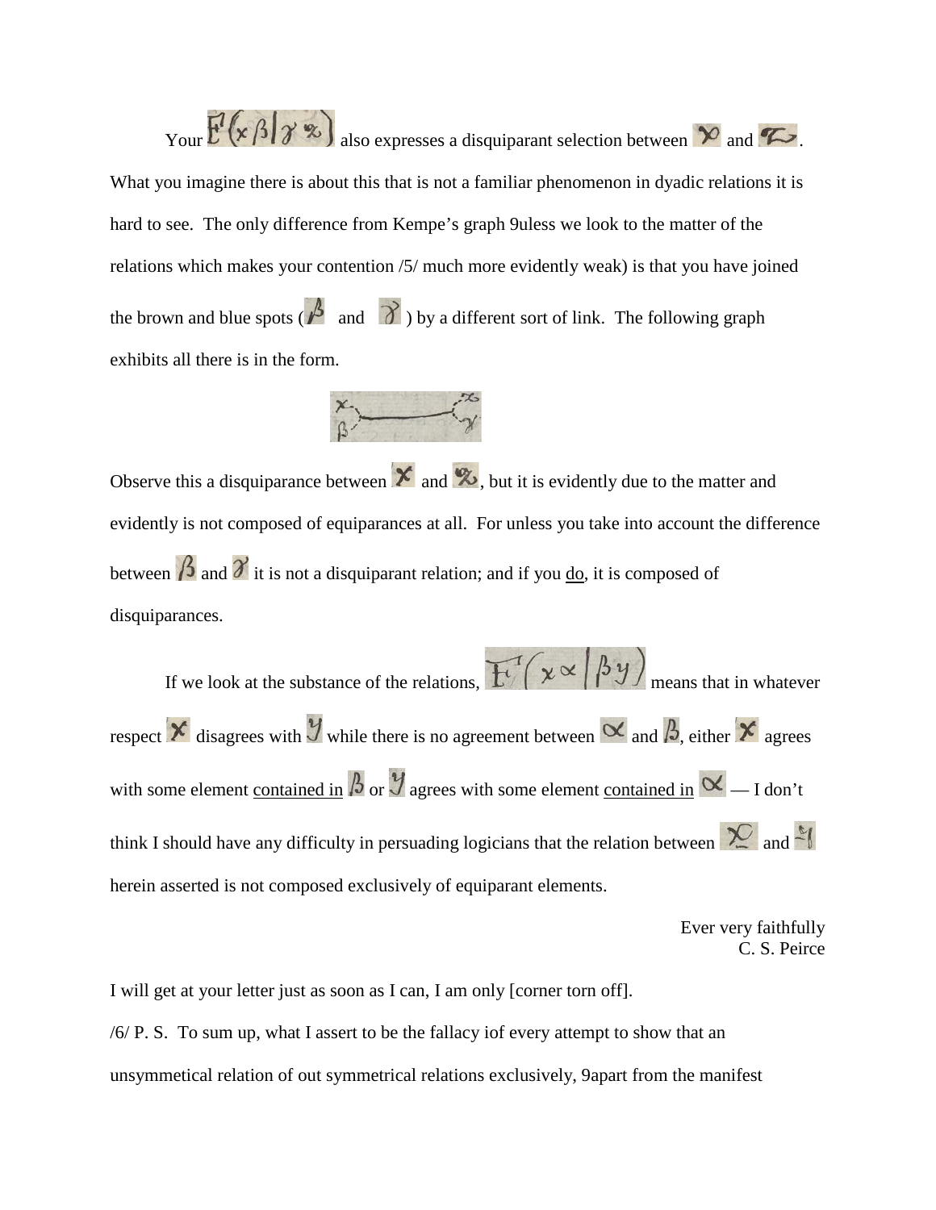Your $F(x\beta|\gamma z)$ also expresses a disquiparant selection between $x$ and $z$. What you imagine there is about this that is not a familiar phenomenon in dyadic relations it is hard to see. The only difference from Kempe's graph 9uless we look to the matter of the relations which makes your contention /5/ much more evidently weak) is that you have joined the brown and blue spots ($\beta$ and $\gamma$) by a different sort of link. The following graph exhibits all there is in the form.

Observe this a disquiparance between $x$ and $z$, but it is evidently due to the matter and evidently is not composed of equiparances at all. For unless you take into account the difference between $\beta$ and $\gamma$ it is not a disquiparant relation; and if you <u>do</u>, it is composed of disquiparances.

If we look at the substance of the relations, $F(x\alpha|\beta y)$ means that in whatever respect $x$ disagrees with $y$ while there is no agreement between $\alpha$ and $\beta$, either $x$ agrees with some element <u>contained in</u> $\beta$ or $y$ agrees with some element <u>contained in</u> $\alpha$ — I don't think I should have any difficulty in persuading logicians that the relation between $x$ and $y$ herein asserted is not composed exclusively of equiparant elements.

Ever very faithfully
C. S. Peirce

I will get at your letter just as soon as I can, I am only [corner torn off].

/6/ P. S. To sum up, what I assert to be the fallacy iof every attempt to show that an unsymmetical relation of out symmetrical relations exclusively, 9apart from the manifest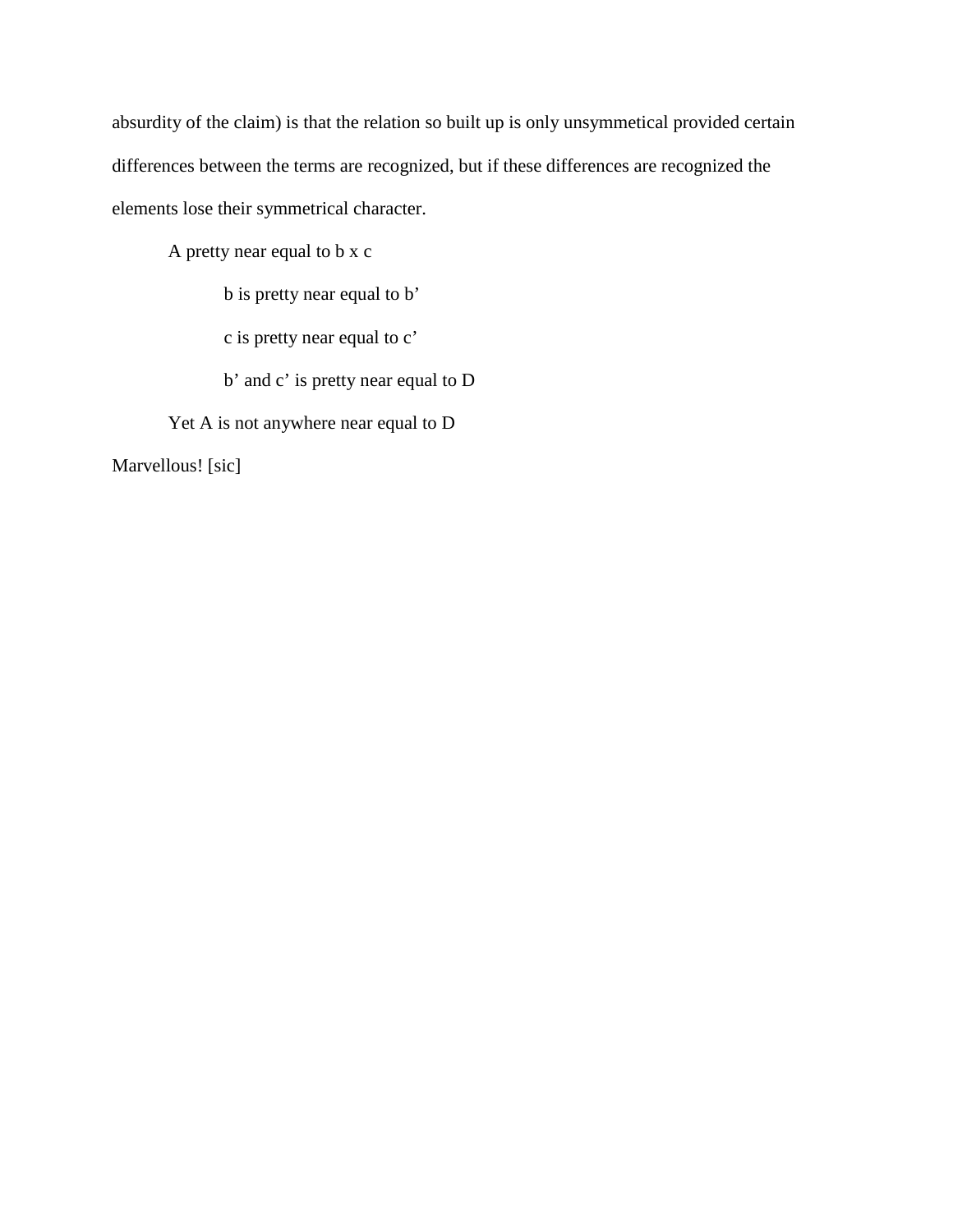absurdity of the claim) is that the relation so built up is only unsymmetical provided certain differences between the terms are recognized, but if these differences are recognized the elements lose their symmetrical character.

A pretty near equal to b x c

b is pretty near equal to b’

c is pretty near equal to c’

b’ and c’ is pretty near equal to D

Yet A is not anywhere near equal to D

Marvellous! [sic]